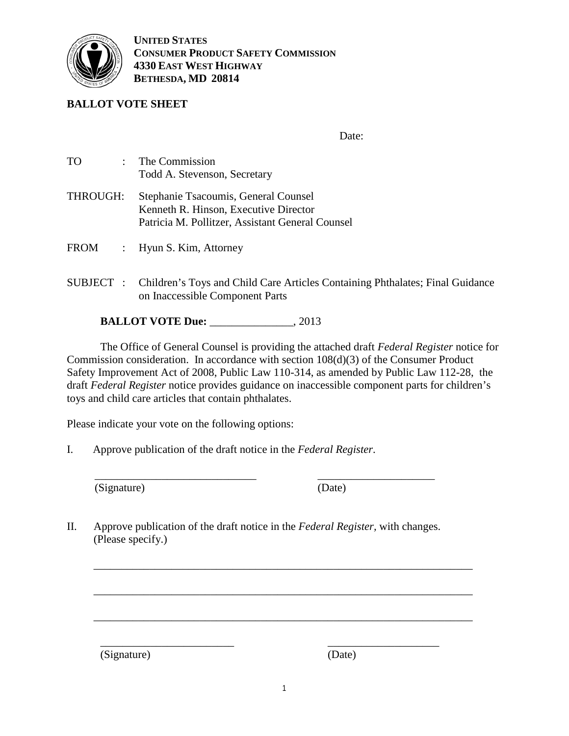**UNITED STATES**
**CONSUMER PRODUCT SAFETY COMMISSION**
**4330 EAST WEST HIGHWAY**
**BETHESDA, MD 20814**

## BALLOT VOTE SHEET

Date:

TO : The Commission
Todd A. Stevenson, Secretary

THROUGH: Stephanie Tsacoumis, General Counsel
Kenneth R. Hinson, Executive Director
Patricia M. Pollitzer, Assistant General Counsel

FROM : Hyun S. Kim, Attorney

SUBJECT : Children's Toys and Child Care Articles Containing Phthalates; Final Guidance on Inaccessible Component Parts

**BALLOT VOTE Due:** _______________, 2013

The Office of General Counsel is providing the attached draft *Federal Register* notice for Commission consideration. In accordance with section 108(d)(3) of the Consumer Product Safety Improvement Act of 2008, Public Law 110-314, as amended by Public Law 112-28, the draft *Federal Register* notice provides guidance on inaccessible component parts for children's toys and child care articles that contain phthalates.

Please indicate your vote on the following options:

I. Approve publication of the draft notice in the *Federal Register*.

_____________________________ _____________________
(Signature) (Date)

II. Approve publication of the draft notice in the *Federal Register*, with changes. (Please specify.)

_____________________________________________________________________

_____________________________________________________________________

_____________________________________________________________________

________________________ ____________________
(Signature) (Date)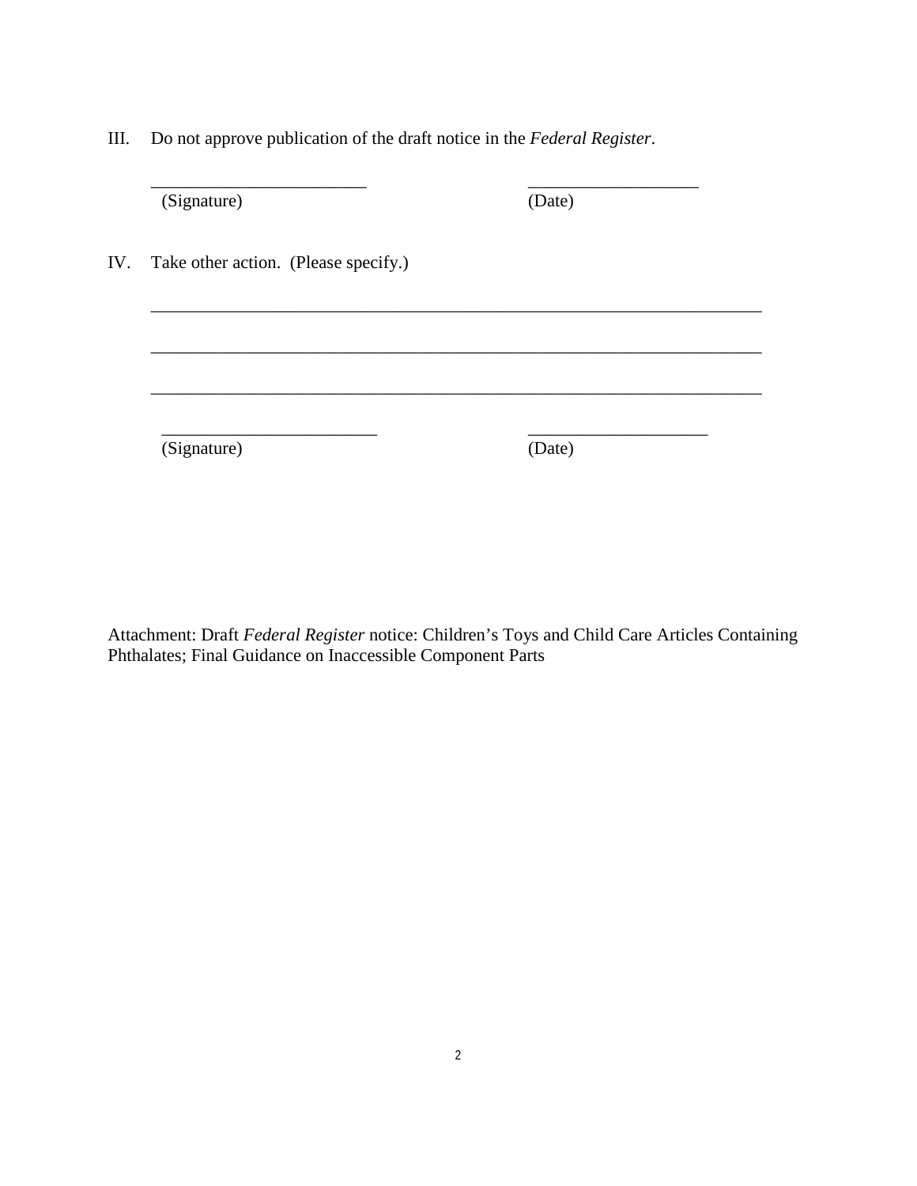III. Do not approve publication of the draft notice in the *Federal Register*.

\_\_\_\_\_\_\_\_\_\_\_\_\_\_\_\_\_\_\_\_\_\_\_\_\_\_ \_\_\_\_\_\_\_\_\_\_\_\_\_\_\_\_\_\_\_\_
(Signature) (Date)

IV. Take other action. (Please specify.)

\_\_\_\_\_\_\_\_\_\_\_\_\_\_\_\_\_\_\_\_\_\_\_\_\_\_\_\_\_\_\_\_\_\_\_\_\_\_\_\_\_\_\_\_\_\_\_\_\_\_\_\_\_\_\_\_\_\_\_\_\_\_\_\_\_\_\_\_\_\_

\_\_\_\_\_\_\_\_\_\_\_\_\_\_\_\_\_\_\_\_\_\_\_\_\_\_\_\_\_\_\_\_\_\_\_\_\_\_\_\_\_\_\_\_\_\_\_\_\_\_\_\_\_\_\_\_\_\_\_\_\_\_\_\_\_\_\_\_\_\_

\_\_\_\_\_\_\_\_\_\_\_\_\_\_\_\_\_\_\_\_\_\_\_\_\_\_\_\_\_\_\_\_\_\_\_\_\_\_\_\_\_\_\_\_\_\_\_\_\_\_\_\_\_\_\_\_\_\_\_\_\_\_\_\_\_\_\_\_\_\_

\_\_\_\_\_\_\_\_\_\_\_\_\_\_\_\_\_\_\_\_\_\_\_\_\_\_ \_\_\_\_\_\_\_\_\_\_\_\_\_\_\_\_\_\_\_\_\_
(Signature) (Date)

Attachment: Draft *Federal Register* notice: Children's Toys and Child Care Articles Containing Phthalates; Final Guidance on Inaccessible Component Parts